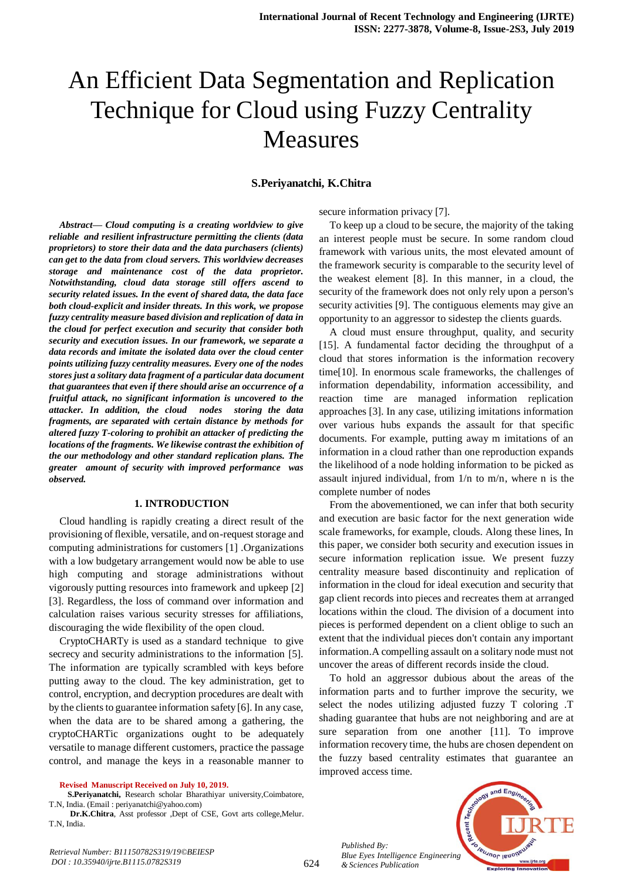# An Efficient Data Segmentation and Replication Technique for Cloud using Fuzzy Centrality Measures

**S.Periyanatchi, K.Chitra**

***Abstract*— *Cloud computing is a creating worldview to give reliable and resilient infrastructure permitting the clients (data proprietors) to store their data and the data purchasers (clients) can get to the data from cloud servers. This worldview decreases storage and maintenance cost of the data proprietor. Notwithstanding, cloud data storage still offers ascend to security related issues. In the event of shared data, the data face both cloud-explicit and insider threats. In this work, we propose fuzzy centrality measure based division and replication of data in the cloud for perfect execution and security that consider both security and execution issues. In our framework, we separate a data records and imitate the isolated data over the cloud center points utilizing fuzzy centrality measures. Every one of the nodes stores just a solitary data fragment of a particular data document that guarantees that even if there should arise an occurrence of a fruitful attack, no significant information is uncovered to the attacker. In addition, the cloud nodes storing the data fragments, are separated with certain distance by methods for altered fuzzy T-coloring to prohibit an attacker of predicting the locations of the fragments. We likewise contrast the exhibition of the our methodology and other standard replication plans. The greater amount of security with improved performance was observed.***

## 1. INTRODUCTION

Cloud handling is rapidly creating a direct result of the provisioning of flexible, versatile, and on-request storage and computing administrations for customers [1] .Organizations with a low budgetary arrangement would now be able to use high computing and storage administrations without vigorously putting resources into framework and upkeep [2] [3]. Regardless, the loss of command over information and calculation raises various security stresses for affiliations, discouraging the wide flexibility of the open cloud.

CryptoCHARTy is used as a standard technique to give secrecy and security administrations to the information [5]. The information are typically scrambled with keys before putting away to the cloud. The key administration, get to control, encryption, and decryption procedures are dealt with by the clients to guarantee information safety [6]. In any case, when the data are to be shared among a gathering, the cryptoCHARTic organizations ought to be adequately versatile to manage different customers, practice the passage control, and manage the keys in a reasonable manner to secure information privacy [7].

To keep up a cloud to be secure, the majority of the taking an interest people must be secure. In some random cloud framework with various units, the most elevated amount of the framework security is comparable to the security level of the weakest element [8]. In this manner, in a cloud, the security of the framework does not only rely upon a person's security activities [9]. The contiguous elements may give an opportunity to an aggressor to sidestep the clients guards.

A cloud must ensure throughput, quality, and security [15]. A fundamental factor deciding the throughput of a cloud that stores information is the information recovery time[10]. In enormous scale frameworks, the challenges of information dependability, information accessibility, and reaction time are managed information replication approaches [3]. In any case, utilizing imitations information over various hubs expands the assault for that specific documents. For example, putting away m imitations of an information in a cloud rather than one reproduction expands the likelihood of a node holding information to be picked as assault injured individual, from 1/n to m/n, where n is the complete number of nodes

From the abovementioned, we can infer that both security and execution are basic factor for the next generation wide scale frameworks, for example, clouds. Along these lines, In this paper, we consider both security and execution issues in secure information replication issue. We present fuzzy centrality measure based discontinuity and replication of information in the cloud for ideal execution and security that gap client records into pieces and recreates them at arranged locations within the cloud. The division of a document into pieces is performed dependent on a client oblige to such an extent that the individual pieces don't contain any important information.A compelling assault on a solitary node must not uncover the areas of different records inside the cloud.

To hold an aggressor dubious about the areas of the information parts and to further improve the security, we select the nodes utilizing adjusted fuzzy T coloring .T shading guarantee that hubs are not neighboring and are at sure separation from one another [11]. To improve information recovery time, the hubs are chosen dependent on the fuzzy based centrality estimates that guarantee an improved access time.

**Revised Manuscript Received on July 10, 2019.**

**S.Periyanatchi,** Research scholar Bharathiyar university,Coimbatore, T.N, India. (Email : periyanatchi@yahoo.com)

**Dr.K.Chitra**, Asst professor ,Dept of CSE, Govt arts college,Melur. T.N, India.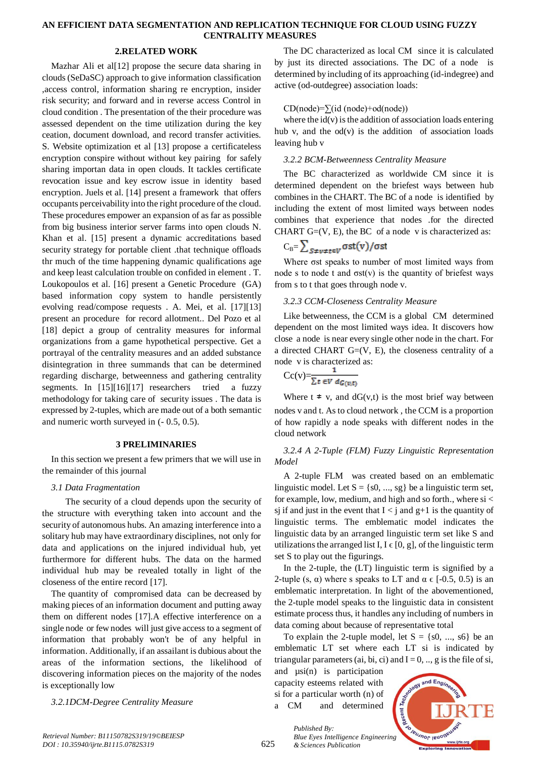## 2.RELATED WORK

Mazhar Ali et al[12] propose the secure data sharing in clouds (SeDaSC) approach to give information classification ,access control, information sharing re encryption, insider risk security; and forward and in reverse access Control in cloud condition . The presentation of the their procedure was assessed dependent on the time utilization during the key ceation, document download, and record transfer activities. S. Website optimization et al [13] propose a certificateless encryption conspire without without key pairing for safely sharing importan data in open clouds. It tackles certificate revocation issue and key escrow issue in identity based encryption. Juels et al. [14] present a framework that offers occupants perceivability into the right procedure of the cloud. These procedures empower an expansion of as far as possible from big business interior server farms into open clouds N. Khan et al. [15] present a dynamic accreditations based security strategy for portable client .that technique offloads thr much of the time happening dynamic qualifications age and keep least calculation trouble on confided in element . T. Loukopoulos et al. [16] present a Genetic Procedure (GA) based information copy system to handle persistently evolving read/compose requests . A. Mei, et al. [17][13] present an procedure for record allotment.. Del Pozo et al [18] depict a group of centrality measures for informal organizations from a game hypothetical perspective. Get a portrayal of the centrality measures and an added substance disintegration in three summands that can be determined regarding discharge, betweenness and gathering centrality segments. In [15][16][17] researchers tried a fuzzy methodology for taking care of security issues . The data is expressed by 2-tuples, which are made out of a both semantic and numeric worth surveyed in (- 0.5, 0.5).

## 3 PRELIMINARIES

In this section we present a few primers that we will use in the remainder of this journal

### 3.1 Data Fragmentation

The security of a cloud depends upon the security of the structure with everything taken into account and the security of autonomous hubs. An amazing interference into a solitary hub may have extraordinary disciplines, not only for data and applications on the injured individual hub, yet furthermore for different hubs. The data on the harmed individual hub may be revealed totally in light of the closeness of the entire record [17].

The quantity of compromised data can be decreased by making pieces of an information document and putting away them on different nodes [17].A effective interference on a single node or few nodes will just give access to a segment of information that probably won't be of any helpful in information. Additionally, if an assailant is dubious about the areas of the information sections, the likelihood of discovering information pieces on the majority of the nodes is exceptionally low

*3.2.1DCM-Degree Centrality Measure*

The DC characterized as local CM since it is calculated by just its directed associations. The DC of a node is determined by including of its approaching (id-indegree) and active (od-outdegree) association loads:

CD(node)=∑(id (node)+od(node))

where the id(v) is the addition of association loads entering hub v, and the od(v) is the addition of association loads leaving hub v

*3.2.2 BCM-Betweenness Centrality Measure*

The BC characterized as worldwide CM since it is determined dependent on the briefest ways between hub combines in the CHART. The BC of a node is identified by including the extent of most limited ways between nodes combines that experience that nodes .for the directed CHART G=(V, E), the BC of a node v is characterized as:

$$C_B = \sum_{S \neq v \neq t \in V} \sigma st(v)/\sigma st$$

Where σst speaks to number of most limited ways from node s to node t and σst(v) is the quantity of briefest ways from s to t that goes through node v.

*3.2.3 CCM-Closeness Centrality Measure*

Like betweenness, the CCM is a global CM determined dependent on the most limited ways idea. It discovers how close a node is near every single other node in the chart. For a directed CHART G=(V, E), the closeness centrality of a node v is characterized as:

$$Cc(v) = \frac{1}{\sum_{t \in V} d_{G(v,t)}}$$

Where t ≠ v, and dG(v,t) is the most brief way between nodes v and t. As to cloud network , the CCM is a proportion of how rapidly a node speaks with different nodes in the cloud network

*3.2.4 A 2-Tuple (FLM) Fuzzy Linguistic Representation Model*

A 2-tuple FLM was created based on an emblematic linguistic model. Let S = {s0, ..., sg} be a linguistic term set, for example, low, medium, and high and so forth., where si < sj if and just in the event that I < j and g+1 is the quantity of linguistic terms. The emblematic model indicates the linguistic data by an arranged linguistic term set like S and utilizations the arranged list I, I ϵ [0, g], of the linguistic term set S to play out the figurings.

In the 2-tuple, the (LT) linguistic term is signified by a 2-tuple (s, α) where s speaks to LT and α ϵ [-0.5, 0.5) is an emblematic interpretation. In light of the abovementioned, the 2-tuple model speaks to the linguistic data in consistent estimate process thus, it handles any including of numbers in data coming about because of representative total

To explain the 2-tuple model, let S = {s0, ..., s6} be an emblematic LT set where each LT si is indicated by triangular parameters (ai, bi, ci) and I = 0, .., g is the file of si, and µsi(n) is participation capacity esteems related with si for a particular worth (n) of a CM and determined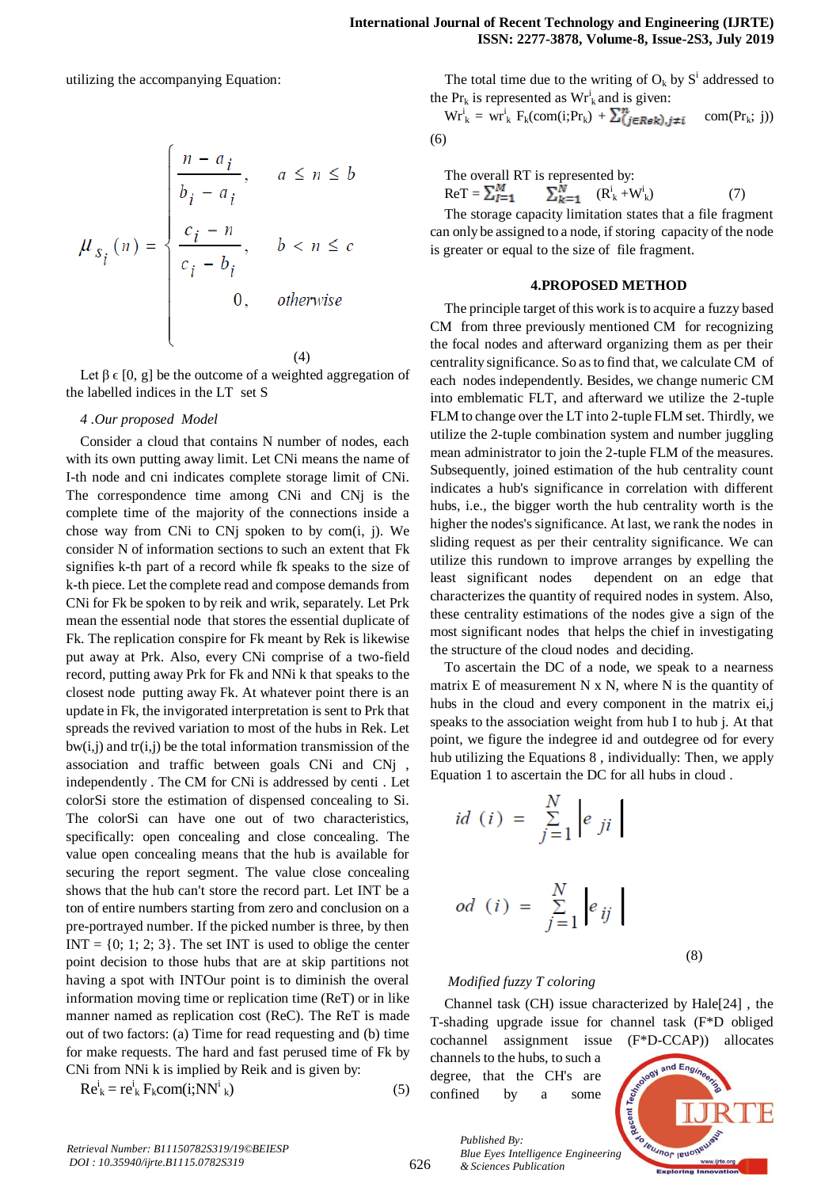utilizing the accompanying Equation:

$$\mu_{s_i}(n) = \begin{cases} \dfrac{n - a_i}{b_i - a_i}, & a \le n \le b \\ \dfrac{c_i - n}{c_i - b_i}, & b < n \le c \\ 0, & otherwise \end{cases} \quad (4)$$

Let β ϵ [0, g] be the outcome of a weighted aggregation of the labelled indices in the LT set S

*4 .Our proposed Model*

Consider a cloud that contains N number of nodes, each with its own putting away limit. Let CNi means the name of I-th node and cni indicates complete storage limit of CNi. The correspondence time among CNi and CNj is the complete time of the majority of the connections inside a chose way from CNi to CNj spoken to by com(i, j). We consider N of information sections to such an extent that Fk signifies k-th part of a record while fk speaks to the size of k-th piece. Let the complete read and compose demands from CNi for Fk be spoken to by reik and wrik, separately. Let Prk mean the essential node that stores the essential duplicate of Fk. The replication conspire for Fk meant by Rek is likewise put away at Prk. Also, every CNi comprise of a two-field record, putting away Prk for Fk and NNi k that speaks to the closest node putting away Fk. At whatever point there is an update in Fk, the invigorated interpretation is sent to Prk that spreads the revived variation to most of the hubs in Rek. Let bw(i,j) and tr(i,j) be the total information transmission of the association and traffic between goals CNi and CNj , independently . The CM for CNi is addressed by centi . Let colorSi store the estimation of dispensed concealing to Si. The colorSi can have one out of two characteristics, specifically: open concealing and close concealing. The value open concealing means that the hub is available for securing the report segment. The value close concealing shows that the hub can't store the record part. Let INT be a ton of entire numbers starting from zero and conclusion on a pre-portrayed number. If the picked number is three, by then INT = {0; 1; 2; 3}. The set INT is used to oblige the center point decision to those hubs that are at skip partitions not having a spot with INTOur point is to diminish the overal information moving time or replication time (ReT) or in like manner named as replication cost (ReC). The ReT is made out of two factors: (a) Time for read requesting and (b) time for make requests. The hard and fast perused time of Fk by CNi from NNi k is implied by Reik and is given by:

$$Re^i_k = re^i_k \, F_k com(i;NN^i_k) \quad (5)$$

The total time due to the writing of $O_k$ by $S^i$ addressed to the $Pr_k$ is represented as $Wr^i_k$ and is given:

$$Wr^i_k = wr^i_k \, F_k(com(i;Pr_k) + \sum_{(j \in Rek), j \neq i}^{n} com(Pr_k; j)) \quad (6)$$

The overall RT is represented by:

$$ReT = \sum_{i=1}^{M} \sum_{k=1}^{N} (R^i_k + W^i_k) \quad (7)$$

The storage capacity limitation states that a file fragment can only be assigned to a node, if storing capacity of the node is greater or equal to the size of file fragment.

## 4.PROPOSED METHOD

The principle target of this work is to acquire a fuzzy based CM from three previously mentioned CM for recognizing the focal nodes and afterward organizing them as per their centrality significance. So as to find that, we calculate CM of each nodes independently. Besides, we change numeric CM into emblematic FLT, and afterward we utilize the 2-tuple FLM to change over the LT into 2-tuple FLM set. Thirdly, we utilize the 2-tuple combination system and number juggling mean administrator to join the 2-tuple FLM of the measures. Subsequently, joined estimation of the hub centrality count indicates a hub's significance in correlation with different hubs, i.e., the bigger worth the hub centrality worth is the higher the nodes's significance. At last, we rank the nodes in sliding request as per their centrality significance. We can utilize this rundown to improve arranges by expelling the least significant nodes dependent on an edge that characterizes the quantity of required nodes in system. Also, these centrality estimations of the nodes give a sign of the most significant nodes that helps the chief in investigating the structure of the cloud nodes and deciding.

To ascertain the DC of a node, we speak to a nearness matrix E of measurement N x N, where N is the quantity of hubs in the cloud and every component in the matrix ei,j speaks to the association weight from hub I to hub j. At that point, we figure the indegree id and outdegree od for every hub utilizing the Equations 8 , individually: Then, we apply Equation 1 to ascertain the DC for all hubs in cloud .

$$id(i) = \sum_{j=1}^{N} |e_{ji}|$$

$$od(i) = \sum_{j=1}^{N} |e_{ij}| \quad (8)$$

*Modified fuzzy T coloring*

Channel task (CH) issue characterized by Hale[24] , the T-shading upgrade issue for channel task (F*D obliged cochannel assignment issue (F*D-CCAP)) allocates channels to the hubs, to such a degree, that the CH's are confined by a some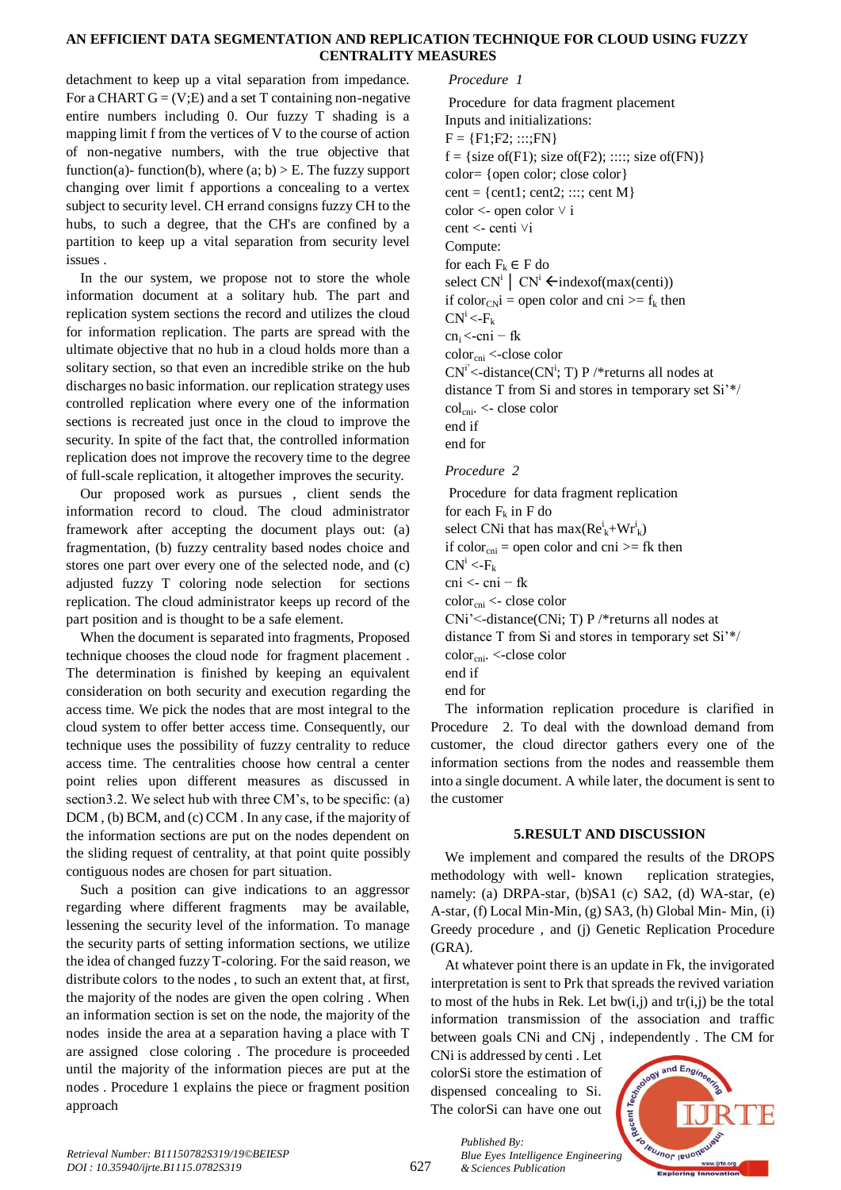detachment to keep up a vital separation from impedance. For a CHART G = (V;E) and a set T containing non-negative entire numbers including 0. Our fuzzy T shading is a mapping limit f from the vertices of V to the course of action of non-negative numbers, with the true objective that function(a)- function(b), where (a; b) > E. The fuzzy support changing over limit f apportions a concealing to a vertex subject to security level. CH errand consigns fuzzy CH to the hubs, to such a degree, that the CH's are confined by a partition to keep up a vital separation from security level issues .

In the our system, we propose not to store the whole information document at a solitary hub. The part and replication system sections the record and utilizes the cloud for information replication. The parts are spread with the ultimate objective that no hub in a cloud holds more than a solitary section, so that even an incredible strike on the hub discharges no basic information. our replication strategy uses controlled replication where every one of the information sections is recreated just once in the cloud to improve the security. In spite of the fact that, the controlled information replication does not improve the recovery time to the degree of full-scale replication, it altogether improves the security.

Our proposed work as pursues , client sends the information record to cloud. The cloud administrator framework after accepting the document plays out: (a) fragmentation, (b) fuzzy centrality based nodes choice and stores one part over every one of the selected node, and (c) adjusted fuzzy T coloring node selection for sections replication. The cloud administrator keeps up record of the part position and is thought to be a safe element.

When the document is separated into fragments, Proposed technique chooses the cloud node for fragment placement . The determination is finished by keeping an equivalent consideration on both security and execution regarding the access time. We pick the nodes that are most integral to the cloud system to offer better access time. Consequently, our technique uses the possibility of fuzzy centrality to reduce access time. The centralities choose how central a center point relies upon different measures as discussed in section3.2. We select hub with three CM's, to be specific: (a) DCM , (b) BCM, and (c) CCM . In any case, if the majority of the information sections are put on the nodes dependent on the sliding request of centrality, at that point quite possibly contiguous nodes are chosen for part situation.

Such a position can give indications to an aggressor regarding where different fragments may be available, lessening the security level of the information. To manage the security parts of setting information sections, we utilize the idea of changed fuzzy T-coloring. For the said reason, we distribute colors to the nodes , to such an extent that, at first, the majority of the nodes are given the open colring . When an information section is set on the node, the majority of the nodes inside the area at a separation having a place with T are assigned close coloring . The procedure is proceeded until the majority of the information pieces are put at the nodes . Procedure 1 explains the piece or fragment position approach

*Procedure 1*

Procedure for data fragment placement
Inputs and initializations:
F = {F1;F2; :::;FN}
f = {size of(F1); size of(F2); :::::; size of(FN)}
color= {open color; close color}
cent = {cent1; cent2; :::; cent M}
color <- open color ∨ i
cent <- centi ∨i
Compute:
for each $F_k \in$ F do
select $CN^i$ │ $CN^i$ ←indexof(max(centi))
if $color_{CN}i$ = open color and cni >= $f_k$ then
$CN^i$ <-$F_k$
$cn_i$ <-cni − fk
$color_{cni}$ <-close color
$CN^{i'}$<-distance($CN^i$; T) P /*returns all nodes at distance T from Si and stores in temporary set Si'*/
$col_{cni}$. <- close color
end if
end for

*Procedure 2*

Procedure for data fragment replication
for each $F_k$ in F do
select CNi that has max($Re^i_k$+$Wr^i_k$)
if $color_{cni}$ = open color and cni >= fk then
$CN^i$ <-$F_k$
cni <- cni − fk
$color_{cni}$ <- close color
CNi'<-distance(CNi; T) P /*returns all nodes at distance T from Si and stores in temporary set Si'*/
$color_{cni}$. <-close color
end if
end for

The information replication procedure is clarified in Procedure 2. To deal with the download demand from customer, the cloud director gathers every one of the information sections from the nodes and reassemble them into a single document. A while later, the document is sent to the customer

## 5.RESULT AND DISCUSSION

We implement and compared the results of the DROPS methodology with well- known replication strategies, namely: (a) DRPA-star, (b)SA1 (c) SA2, (d) WA-star, (e) A-star, (f) Local Min-Min, (g) SA3, (h) Global Min- Min, (i) Greedy procedure , and (j) Genetic Replication Procedure (GRA).

At whatever point there is an update in Fk, the invigorated interpretation is sent to Prk that spreads the revived variation to most of the hubs in Rek. Let bw(i,j) and tr(i,j) be the total information transmission of the association and traffic between goals CNi and CNj , independently . The CM for CNi is addressed by centi . Let colorSi store the estimation of dispensed concealing to Si. The colorSi can have one out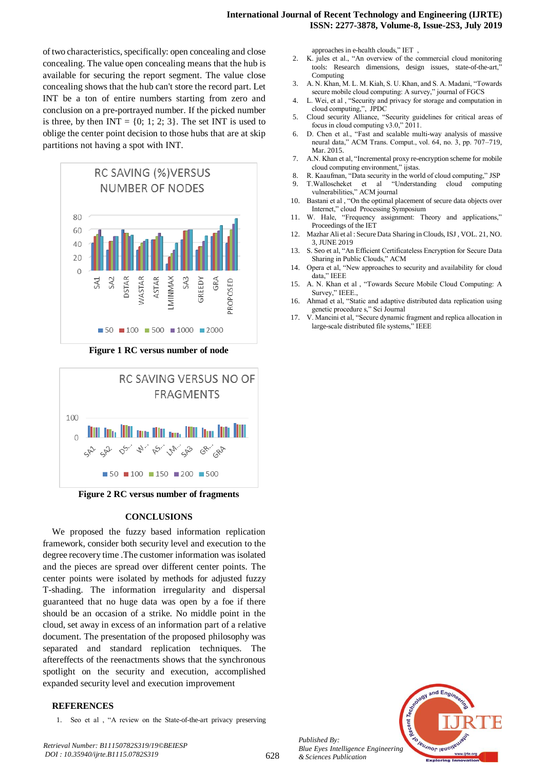of two characteristics, specifically: open concealing and close concealing. The value open concealing means that the hub is available for securing the report segment. The value close concealing shows that the hub can't store the record part. Let INT be a ton of entire numbers starting from zero and conclusion on a pre-portrayed number. If the picked number is three, by then INT = {0; 1; 2; 3}. The set INT is used to oblige the center point decision to those hubs that are at skip partitions not having a spot with INT.

RC SAVING (%)VERSUS NUMBER OF NODES

80
60
40
20
0

SA1
SA2
DSTAR
WASTAR
ASTAR
LMINMAX
SA3
GREEDY
GRA
PROPOSED

50 100 500 1000 2000

**Figure 1 RC versus number of node**

RC SAVING VERSUS NO OF FRAGMENTS

100
0

SA1
SA2
DS...
W...
AS...
LM...
SA3
GR...
GRA

50 100 150 200 500

**Figure 2 RC versus number of fragments**

## CONCLUSIONS

We proposed the fuzzy based information replication framework, consider both security level and execution to the degree recovery time .The customer information was isolated and the pieces are spread over different center points. The center points were isolated by methods for adjusted fuzzy T-shading. The information irregularity and dispersal guaranteed that no huge data was open by a foe if there should be an occasion of a strike. No middle point in the cloud, set away in excess of an information part of a relative document. The presentation of the proposed philosophy was separated and standard replication techniques. The aftereffects of the reenactments shows that the synchronous spotlight on the security and execution, accomplished expanded security level and execution improvement

## REFERENCES

1. Seo et al , "A review on the State-of-the-art privacy preserving approaches in e-health clouds," IET ,
2. K. jules et al., "An overview of the commercial cloud monitoring tools: Research dimensions, design issues, state-of-the-art," Computing
3. A. N. Khan, M. L. M. Kiah, S. U. Khan, and S. A. Madani, "Towards secure mobile cloud computing: A survey," journal of FGCS
4. L. Wei, et al , "Security and privacy for storage and computation in cloud computing,", JPDC
5. Cloud security Alliance, "Security guidelines for critical areas of focus in cloud computing v3.0," 2011.
6. D. Chen et al., "Fast and scalable multi-way analysis of massive neural data," ACM Trans. Comput., vol. 64, no. 3, pp. 707–719, Mar. 2015.
7. A.N. Khan et al, "Incremental proxy re-encryption scheme for mobile cloud computing environment," ijstas.
8. R. Kaaufman, "Data security in the world of cloud computing," JSP
9. T.Walloschceket et al "Understanding cloud computing vulnerabilities," ACM journal
10. Bastani et al , "On the optimal placement of secure data objects over Internet," cloud Processing Symposium
11. W. Hale, "Frequency assignment: Theory and applications," Proceedings of the IET
12. Mazhar Ali et al : Secure Data Sharing in Clouds, ISJ , VOL. 21, NO. 3, JUNE 2019
13. S. Seo et al, "An Efficient Certificateless Encryption for Secure Data Sharing in Public Clouds," ACM
14. Opera et al, "New approaches to security and availability for cloud data," IEEE
15. A. N. Khan et al , "Towards Secure Mobile Cloud Computing: A Survey," IEEE.,
16. Ahmad et al, "Static and adaptive distributed data replication using genetic procedure s," Sci Journal
17. V. Mancini et al, "Secure dynamic fragment and replica allocation in large-scale distributed file systems," IEEE